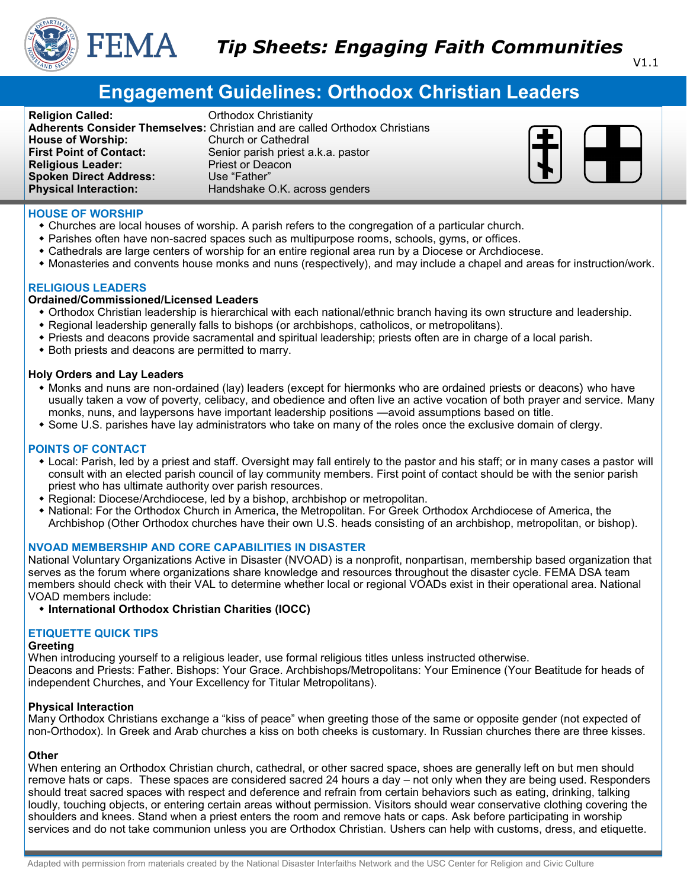FEMA

*Tip Sheets: Engaging Faith Communities*

V1.1

# Engagement Guidelines: Orthodox Christian Leaders

**Religion Called:** Orthodox Christianity
**Adherents Consider Themselves:** Christian and are called Orthodox Christians
**House of Worship:** Church or Cathedral
**First Point of Contact:** Senior parish priest a.k.a. pastor
**Religious Leader:** Priest or Deacon
**Spoken Direct Address:** Use "Father"
**Physical Interaction:** Handshake O.K. across genders

## HOUSE OF WORSHIP

- Churches are local houses of worship. A parish refers to the congregation of a particular church.
- Parishes often have non-sacred spaces such as multipurpose rooms, schools, gyms, or offices.
- Cathedrals are large centers of worship for an entire regional area run by a Diocese or Archdiocese.
- Monasteries and convents house monks and nuns (respectively), and may include a chapel and areas for instruction/work.

## RELIGIOUS LEADERS

### Ordained/Commissioned/Licensed Leaders

- Orthodox Christian leadership is hierarchical with each national/ethnic branch having its own structure and leadership.
- Regional leadership generally falls to bishops (or archbishops, catholicos, or metropolitans).
- Priests and deacons provide sacramental and spiritual leadership; priests often are in charge of a local parish.
- Both priests and deacons are permitted to marry.

### Holy Orders and Lay Leaders

- Monks and nuns are non-ordained (lay) leaders (except for hiermonks who are ordained priests or deacons) who have usually taken a vow of poverty, celibacy, and obedience and often live an active vocation of both prayer and service. Many monks, nuns, and laypersons have important leadership positions —avoid assumptions based on title.
- Some U.S. parishes have lay administrators who take on many of the roles once the exclusive domain of clergy.

## POINTS OF CONTACT

- Local: Parish, led by a priest and staff. Oversight may fall entirely to the pastor and his staff; or in many cases a pastor will consult with an elected parish council of lay community members. First point of contact should be with the senior parish priest who has ultimate authority over parish resources.
- Regional: Diocese/Archdiocese, led by a bishop, archbishop or metropolitan.
- National: For the Orthodox Church in America, the Metropolitan. For Greek Orthodox Archdiocese of America, the Archbishop (Other Orthodox churches have their own U.S. heads consisting of an archbishop, metropolitan, or bishop).

## NVOAD MEMBERSHIP AND CORE CAPABILITIES IN DISASTER

National Voluntary Organizations Active in Disaster (NVOAD) is a nonprofit, nonpartisan, membership based organization that serves as the forum where organizations share knowledge and resources throughout the disaster cycle. FEMA DSA team members should check with their VAL to determine whether local or regional VOADs exist in their operational area. National VOAD members include:

- **International Orthodox Christian Charities (IOCC)**

## ETIQUETTE QUICK TIPS

### Greeting

When introducing yourself to a religious leader, use formal religious titles unless instructed otherwise.
Deacons and Priests: Father. Bishops: Your Grace. Archbishops/Metropolitans: Your Eminence (Your Beatitude for heads of independent Churches, and Your Excellency for Titular Metropolitans).

### Physical Interaction

Many Orthodox Christians exchange a "kiss of peace" when greeting those of the same or opposite gender (not expected of non-Orthodox). In Greek and Arab churches a kiss on both cheeks is customary. In Russian churches there are three kisses.

### Other

When entering an Orthodox Christian church, cathedral, or other sacred space, shoes are generally left on but men should remove hats or caps. These spaces are considered sacred 24 hours a day – not only when they are being used. Responders should treat sacred spaces with respect and deference and refrain from certain behaviors such as eating, drinking, talking loudly, touching objects, or entering certain areas without permission. Visitors should wear conservative clothing covering the shoulders and knees. Stand when a priest enters the room and remove hats or caps. Ask before participating in worship services and do not take communion unless you are Orthodox Christian. Ushers can help with customs, dress, and etiquette.

Adapted with permission from materials created by the National Disaster Interfaiths Network and the USC Center for Religion and Civic Culture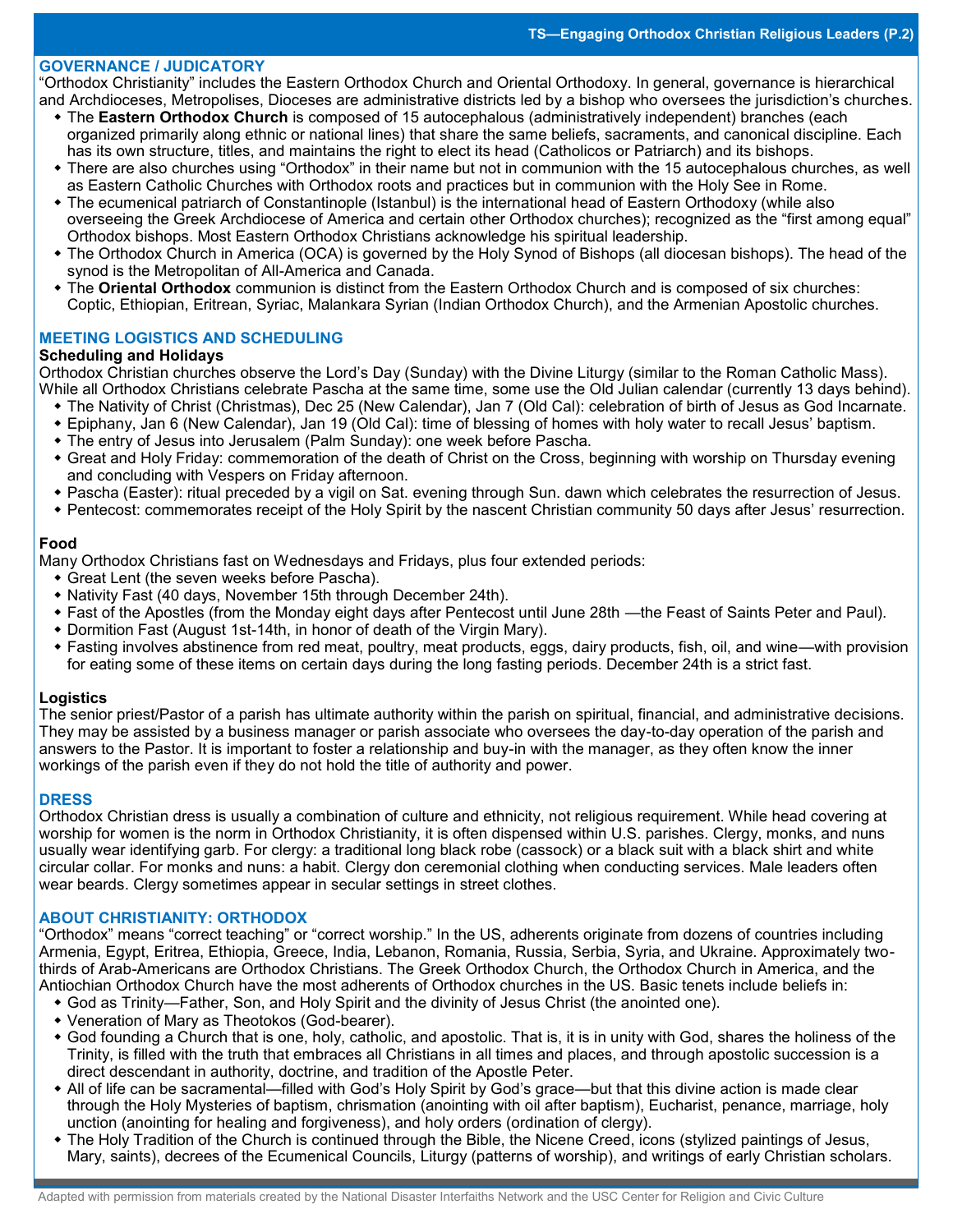## GOVERNANCE / JUDICATORY

"Orthodox Christianity" includes the Eastern Orthodox Church and Oriental Orthodoxy. In general, governance is hierarchical and Archdioceses, Metropolises, Dioceses are administrative districts led by a bishop who oversees the jurisdiction's churches.

- The **Eastern Orthodox Church** is composed of 15 autocephalous (administratively independent) branches (each organized primarily along ethnic or national lines) that share the same beliefs, sacraments, and canonical discipline. Each has its own structure, titles, and maintains the right to elect its head (Catholicos or Patriarch) and its bishops.
- There are also churches using "Orthodox" in their name but not in communion with the 15 autocephalous churches, as well as Eastern Catholic Churches with Orthodox roots and practices but in communion with the Holy See in Rome.
- The ecumenical patriarch of Constantinople (Istanbul) is the international head of Eastern Orthodoxy (while also overseeing the Greek Archdiocese of America and certain other Orthodox churches); recognized as the "first among equal" Orthodox bishops. Most Eastern Orthodox Christians acknowledge his spiritual leadership.
- The Orthodox Church in America (OCA) is governed by the Holy Synod of Bishops (all diocesan bishops). The head of the synod is the Metropolitan of All-America and Canada.
- The **Oriental Orthodox** communion is distinct from the Eastern Orthodox Church and is composed of six churches: Coptic, Ethiopian, Eritrean, Syriac, Malankara Syrian (Indian Orthodox Church), and the Armenian Apostolic churches.

## MEETING LOGISTICS AND SCHEDULING

### Scheduling and Holidays

Orthodox Christian churches observe the Lord's Day (Sunday) with the Divine Liturgy (similar to the Roman Catholic Mass). While all Orthodox Christians celebrate Pascha at the same time, some use the Old Julian calendar (currently 13 days behind).

- The Nativity of Christ (Christmas), Dec 25 (New Calendar), Jan 7 (Old Cal): celebration of birth of Jesus as God Incarnate.
- Epiphany, Jan 6 (New Calendar), Jan 19 (Old Cal): time of blessing of homes with holy water to recall Jesus' baptism.
- The entry of Jesus into Jerusalem (Palm Sunday): one week before Pascha.
- Great and Holy Friday: commemoration of the death of Christ on the Cross, beginning with worship on Thursday evening and concluding with Vespers on Friday afternoon.
- Pascha (Easter): ritual preceded by a vigil on Sat. evening through Sun. dawn which celebrates the resurrection of Jesus.
- Pentecost: commemorates receipt of the Holy Spirit by the nascent Christian community 50 days after Jesus' resurrection.

### Food

Many Orthodox Christians fast on Wednesdays and Fridays, plus four extended periods:

- Great Lent (the seven weeks before Pascha).
- Nativity Fast (40 days, November 15th through December 24th).
- Fast of the Apostles (from the Monday eight days after Pentecost until June 28th —the Feast of Saints Peter and Paul).
- Dormition Fast (August 1st-14th, in honor of death of the Virgin Mary).
- Fasting involves abstinence from red meat, poultry, meat products, eggs, dairy products, fish, oil, and wine—with provision for eating some of these items on certain days during the long fasting periods. December 24th is a strict fast.

### Logistics

The senior priest/Pastor of a parish has ultimate authority within the parish on spiritual, financial, and administrative decisions. They may be assisted by a business manager or parish associate who oversees the day-to-day operation of the parish and answers to the Pastor. It is important to foster a relationship and buy-in with the manager, as they often know the inner workings of the parish even if they do not hold the title of authority and power.

## DRESS

Orthodox Christian dress is usually a combination of culture and ethnicity, not religious requirement. While head covering at worship for women is the norm in Orthodox Christianity, it is often dispensed within U.S. parishes. Clergy, monks, and nuns usually wear identifying garb. For clergy: a traditional long black robe (cassock) or a black suit with a black shirt and white circular collar. For monks and nuns: a habit. Clergy don ceremonial clothing when conducting services. Male leaders often wear beards. Clergy sometimes appear in secular settings in street clothes.

## ABOUT CHRISTIANITY: ORTHODOX

"Orthodox" means "correct teaching" or "correct worship." In the US, adherents originate from dozens of countries including Armenia, Egypt, Eritrea, Ethiopia, Greece, India, Lebanon, Romania, Russia, Serbia, Syria, and Ukraine. Approximately two-thirds of Arab-Americans are Orthodox Christians. The Greek Orthodox Church, the Orthodox Church in America, and the Antiochian Orthodox Church have the most adherents of Orthodox churches in the US. Basic tenets include beliefs in:

- God as Trinity—Father, Son, and Holy Spirit and the divinity of Jesus Christ (the anointed one).
- Veneration of Mary as Theotokos (God-bearer).
- God founding a Church that is one, holy, catholic, and apostolic. That is, it is in unity with God, shares the holiness of the Trinity, is filled with the truth that embraces all Christians in all times and places, and through apostolic succession is a direct descendant in authority, doctrine, and tradition of the Apostle Peter.
- All of life can be sacramental—filled with God's Holy Spirit by God's grace—but that this divine action is made clear through the Holy Mysteries of baptism, chrismation (anointing with oil after baptism), Eucharist, penance, marriage, holy unction (anointing for healing and forgiveness), and holy orders (ordination of clergy).
- The Holy Tradition of the Church is continued through the Bible, the Nicene Creed, icons (stylized paintings of Jesus, Mary, saints), decrees of the Ecumenical Councils, Liturgy (patterns of worship), and writings of early Christian scholars.

Adapted with permission from materials created by the National Disaster Interfaiths Network and the USC Center for Religion and Civic Culture